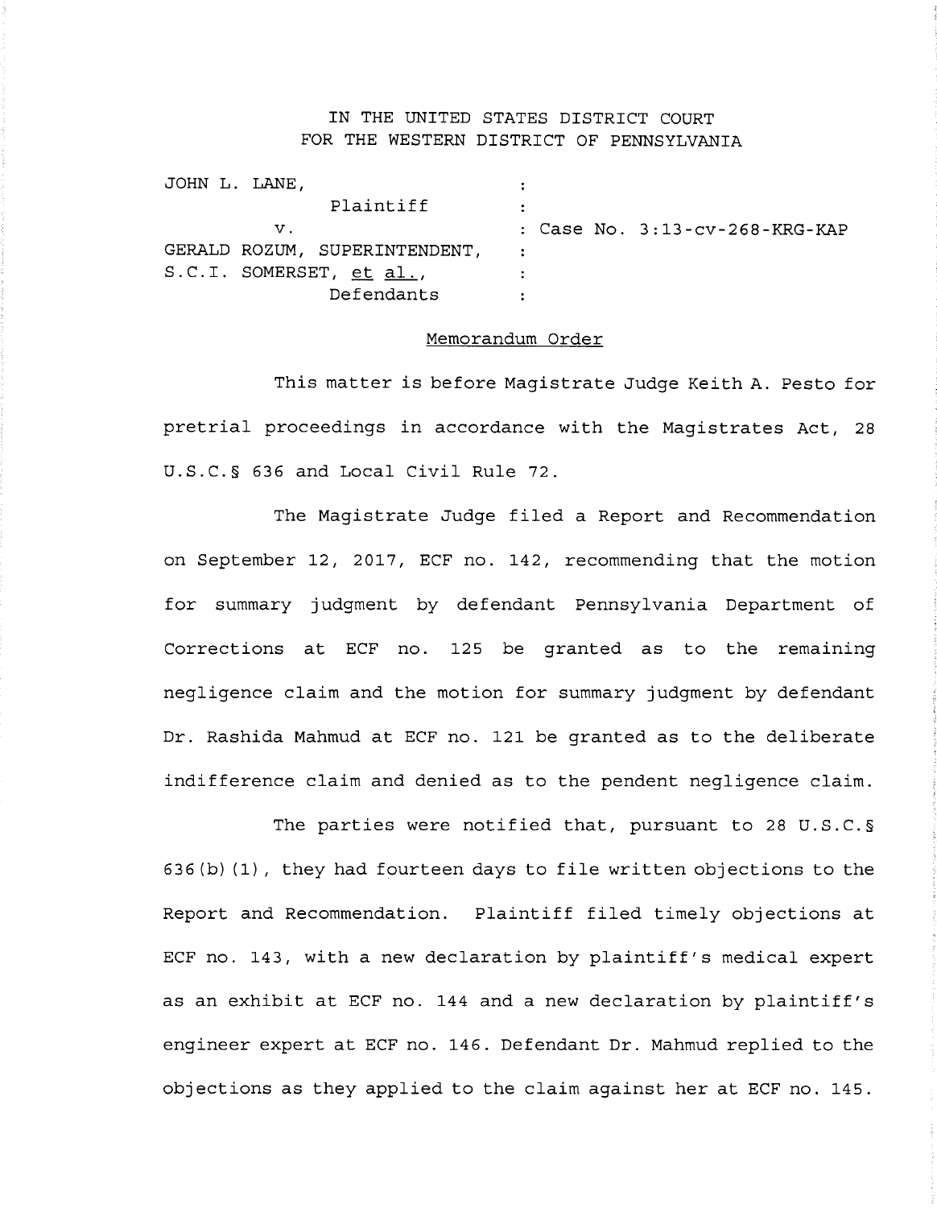IN THE UNITED STATES DISTRICT COURT
FOR THE WESTERN DISTRICT OF PENNSYLVANIA

| | | |
|---|---|---|
| JOHN L. LANE, | : | |
| Plaintiff | : | |
| v. | : | Case No. 3:13-cv-268-KRG-KAP |
| GERALD ROZUM, SUPERINTENDENT, | : | |
| S.C.I. SOMERSET, et al., | : | |
| Defendants | : | |

Memorandum Order

This matter is before Magistrate Judge Keith A. Pesto for pretrial proceedings in accordance with the Magistrates Act, 28 U.S.C.§ 636 and Local Civil Rule 72.

The Magistrate Judge filed a Report and Recommendation on September 12, 2017, ECF no. 142, recommending that the motion for summary judgment by defendant Pennsylvania Department of Corrections at ECF no. 125 be granted as to the remaining negligence claim and the motion for summary judgment by defendant Dr. Rashida Mahmud at ECF no. 121 be granted as to the deliberate indifference claim and denied as to the pendent negligence claim.

The parties were notified that, pursuant to 28 U.S.C.§ 636(b)(1), they had fourteen days to file written objections to the Report and Recommendation. Plaintiff filed timely objections at ECF no. 143, with a new declaration by plaintiff's medical expert as an exhibit at ECF no. 144 and a new declaration by plaintiff's engineer expert at ECF no. 146. Defendant Dr. Mahmud replied to the objections as they applied to the claim against her at ECF no. 145.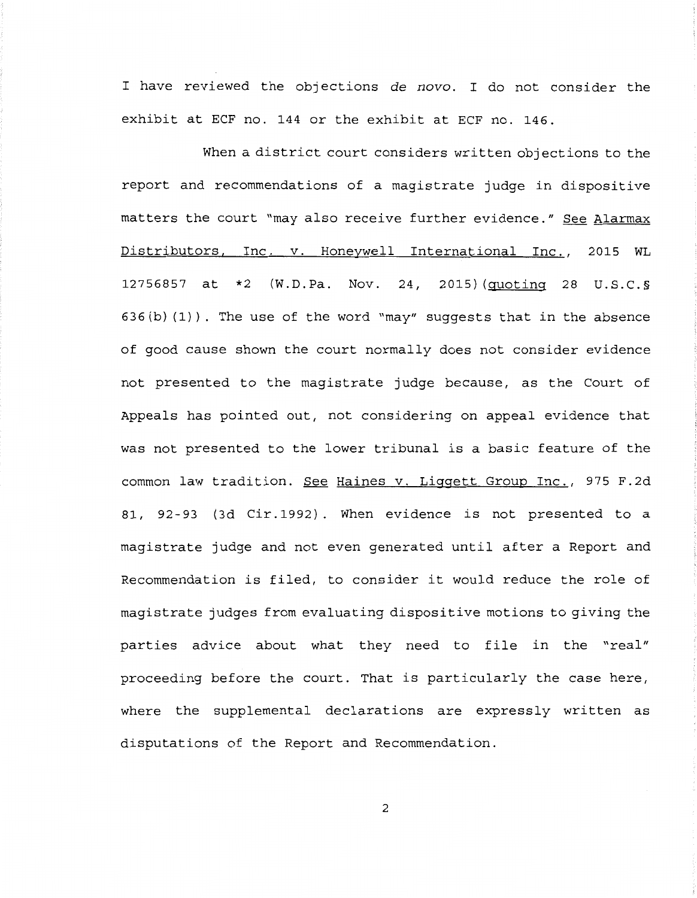I have reviewed the objections *de novo*. I do not consider the exhibit at ECF no. 144 or the exhibit at ECF no. 146.

When a district court considers written objections to the report and recommendations of a magistrate judge in dispositive matters the court "may also receive further evidence." See Alarmax Distributors, Inc. v. Honeywell International Inc., 2015 WL 12756857 at *2 (W.D.Pa. Nov. 24, 2015)(quoting 28 U.S.C.§ 636(b)(1)). The use of the word "may" suggests that in the absence of good cause shown the court normally does not consider evidence not presented to the magistrate judge because, as the Court of Appeals has pointed out, not considering on appeal evidence that was not presented to the lower tribunal is a basic feature of the common law tradition. See Haines v. Liggett Group Inc., 975 F.2d 81, 92-93 (3d Cir.1992). When evidence is not presented to a magistrate judge and not even generated until after a Report and Recommendation is filed, to consider it would reduce the role of magistrate judges from evaluating dispositive motions to giving the parties advice about what they need to file in the "real" proceeding before the court. That is particularly the case here, where the supplemental declarations are expressly written as disputations of the Report and Recommendation.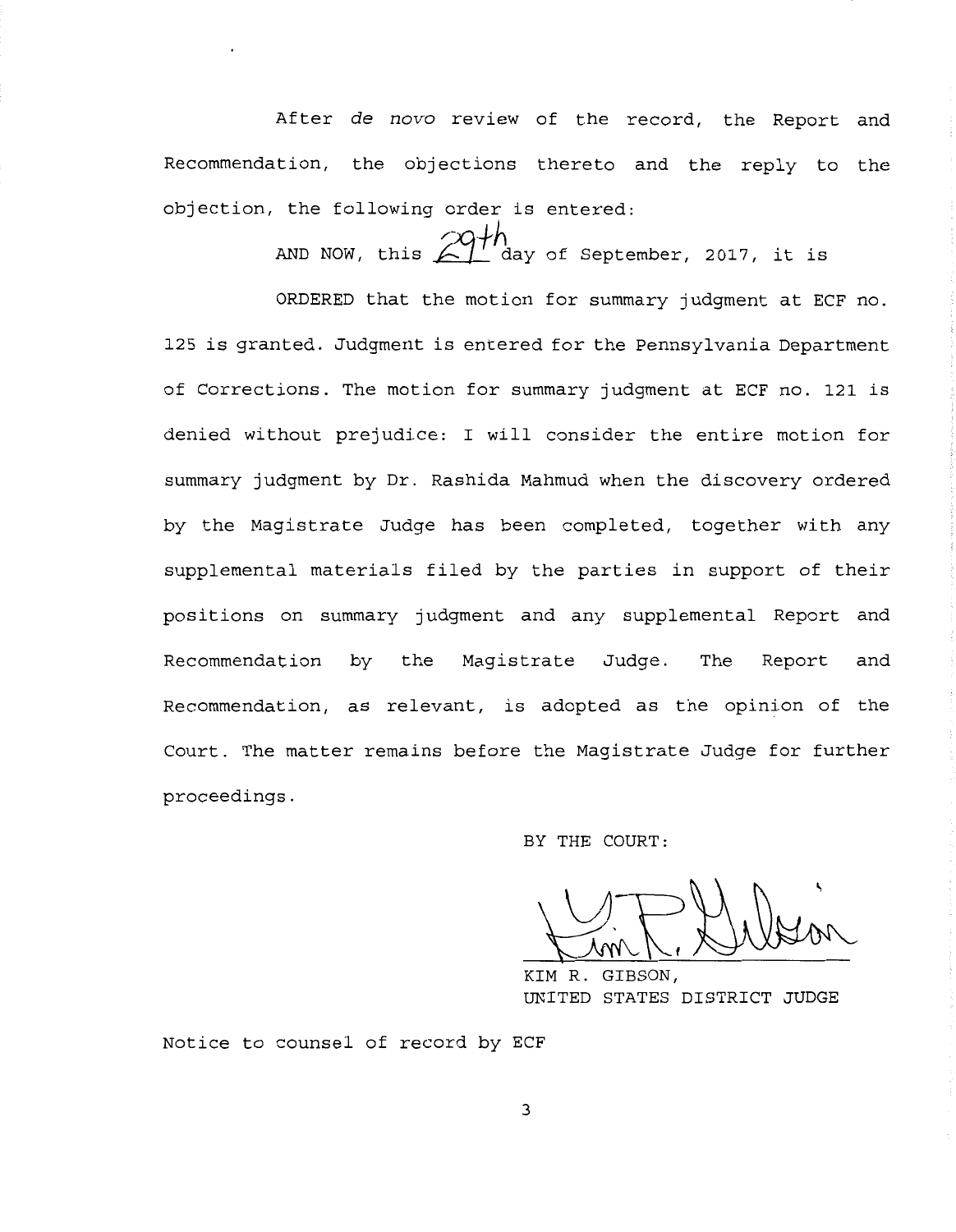After *de novo* review of the record, the Report and Recommendation, the objections thereto and the reply to the objection, the following order is entered:

AND NOW, this 29th day of September, 2017, it is

ORDERED that the motion for summary judgment at ECF no. 125 is granted. Judgment is entered for the Pennsylvania Department of Corrections. The motion for summary judgment at ECF no. 121 is denied without prejudice: I will consider the entire motion for summary judgment by Dr. Rashida Mahmud when the discovery ordered by the Magistrate Judge has been completed, together with any supplemental materials filed by the parties in support of their positions on summary judgment and any supplemental Report and Recommendation by the Magistrate Judge. The Report and Recommendation, as relevant, is adopted as the opinion of the Court. The matter remains before the Magistrate Judge for further proceedings.

BY THE COURT:

KIM R. GIBSON,
UNITED STATES DISTRICT JUDGE

Notice to counsel of record by ECF